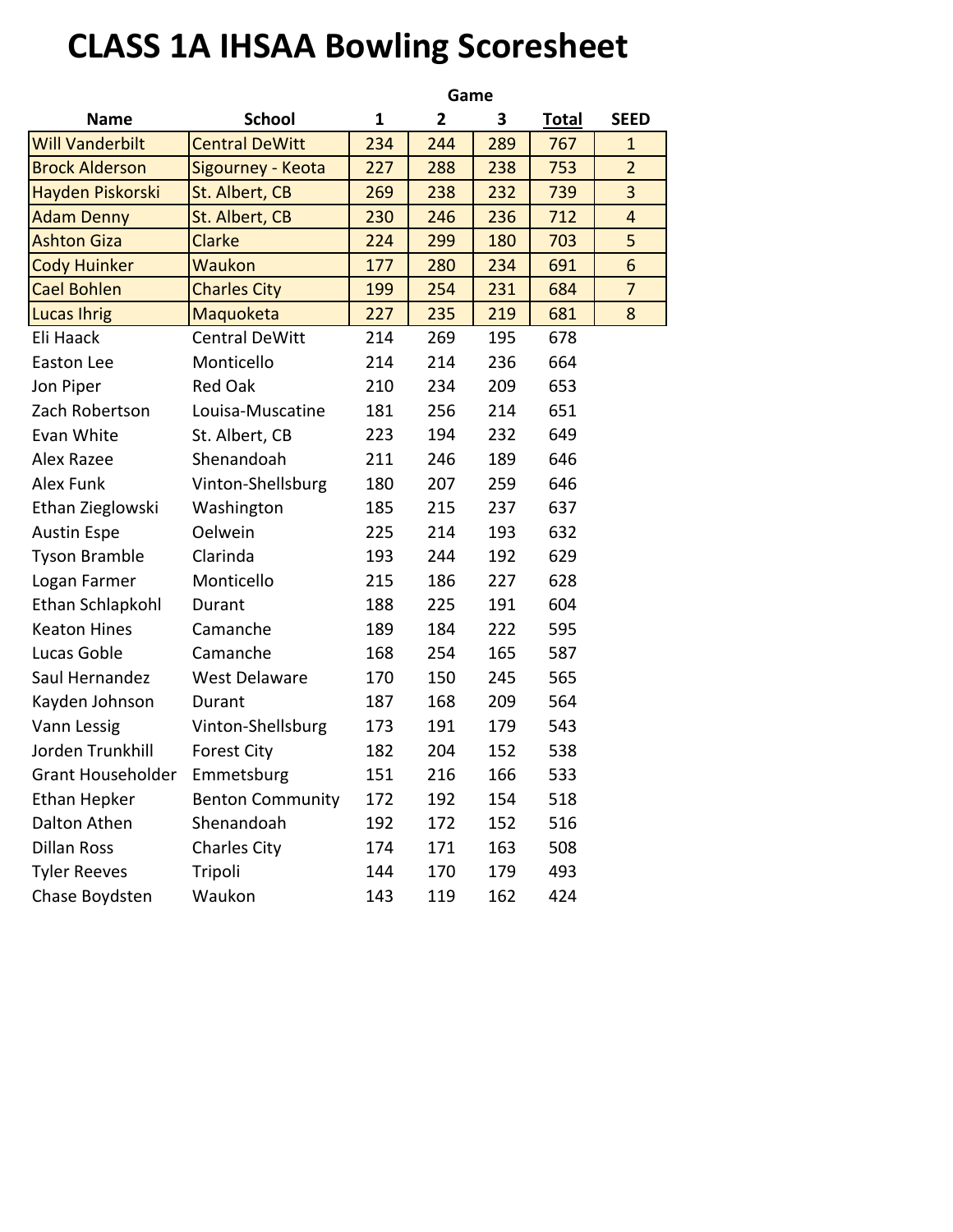# CLASS 1A IHSAA Bowling Scoresheet

| Name | School | Game 1 | Game 2 | Game 3 | Total | SEED |
|---|---|---|---|---|---|---|
| Will Vanderbilt | Central DeWitt | 234 | 244 | 289 | 767 | 1 |
| Brock Alderson | Sigourney - Keota | 227 | 288 | 238 | 753 | 2 |
| Hayden Piskorski | St. Albert, CB | 269 | 238 | 232 | 739 | 3 |
| Adam Denny | St. Albert, CB | 230 | 246 | 236 | 712 | 4 |
| Ashton Giza | Clarke | 224 | 299 | 180 | 703 | 5 |
| Cody Huinker | Waukon | 177 | 280 | 234 | 691 | 6 |
| Cael Bohlen | Charles City | 199 | 254 | 231 | 684 | 7 |
| Lucas Ihrig | Maquoketa | 227 | 235 | 219 | 681 | 8 |
| Eli Haack | Central DeWitt | 214 | 269 | 195 | 678 | |
| Easton Lee | Monticello | 214 | 214 | 236 | 664 | |
| Jon Piper | Red Oak | 210 | 234 | 209 | 653 | |
| Zach Robertson | Louisa-Muscatine | 181 | 256 | 214 | 651 | |
| Evan White | St. Albert, CB | 223 | 194 | 232 | 649 | |
| Alex Razee | Shenandoah | 211 | 246 | 189 | 646 | |
| Alex Funk | Vinton-Shellsburg | 180 | 207 | 259 | 646 | |
| Ethan Zieglowski | Washington | 185 | 215 | 237 | 637 | |
| Austin Espe | Oelwein | 225 | 214 | 193 | 632 | |
| Tyson Bramble | Clarinda | 193 | 244 | 192 | 629 | |
| Logan Farmer | Monticello | 215 | 186 | 227 | 628 | |
| Ethan Schlapkohl | Durant | 188 | 225 | 191 | 604 | |
| Keaton Hines | Camanche | 189 | 184 | 222 | 595 | |
| Lucas Goble | Camanche | 168 | 254 | 165 | 587 | |
| Saul Hernandez | West Delaware | 170 | 150 | 245 | 565 | |
| Kayden Johnson | Durant | 187 | 168 | 209 | 564 | |
| Vann Lessig | Vinton-Shellsburg | 173 | 191 | 179 | 543 | |
| Jorden Trunkhill | Forest City | 182 | 204 | 152 | 538 | |
| Grant Householder | Emmetsburg | 151 | 216 | 166 | 533 | |
| Ethan Hepker | Benton Community | 172 | 192 | 154 | 518 | |
| Dalton Athen | Shenandoah | 192 | 172 | 152 | 516 | |
| Dillan Ross | Charles City | 174 | 171 | 163 | 508 | |
| Tyler Reeves | Tripoli | 144 | 170 | 179 | 493 | |
| Chase Boydsten | Waukon | 143 | 119 | 162 | 424 | |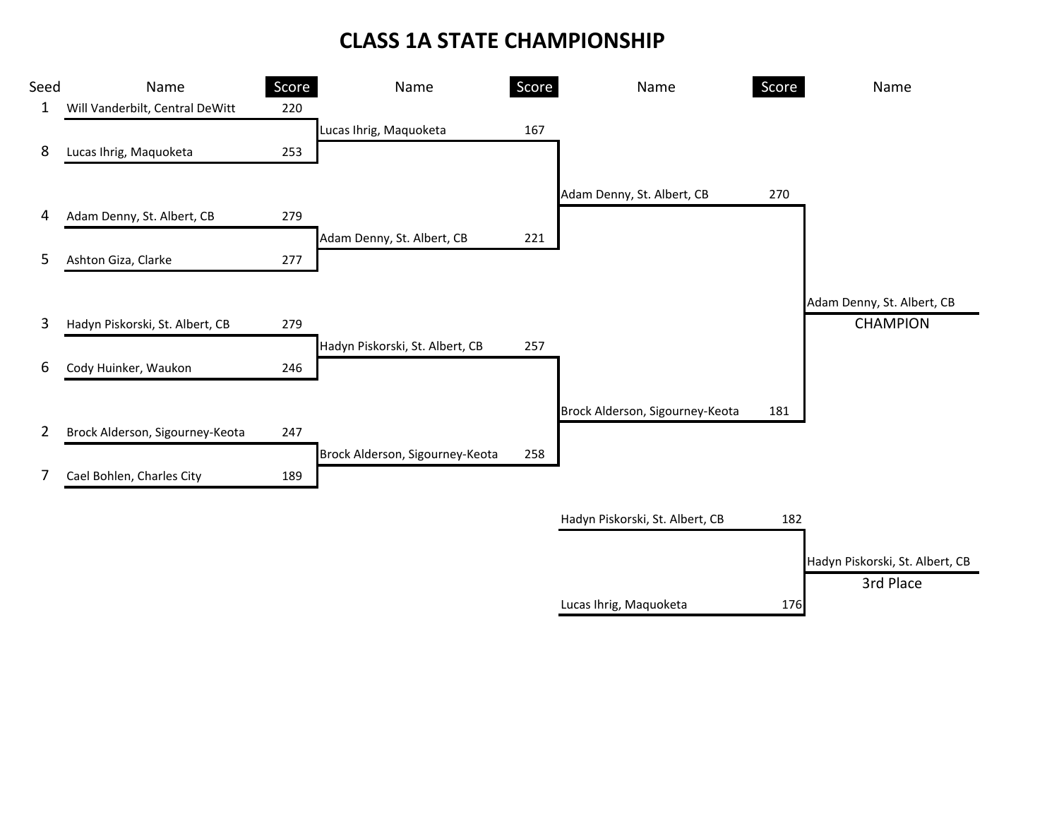# CLASS 1A STATE CHAMPIONSHIP

| Seed | Name | Score | Name | Score | Name | Score | Name |
|---|---|---|---|---|---|---|---|
| 1 | Will Vanderbilt, Central DeWitt | 220 | | | | | |
| | | | Lucas Ihrig, Maquoketa | 167 | | | |
| 8 | Lucas Ihrig, Maquoketa | 253 | | | | | |
| | | | | | Adam Denny, St. Albert, CB | 270 | |
| 4 | Adam Denny, St. Albert, CB | 279 | | | | | |
| | | | Adam Denny, St. Albert, CB | 221 | | | |
| 5 | Ashton Giza, Clarke | 277 | | | | | |
| | | | | | | | Adam Denny, St. Albert, CB |
| | | | | | | | CHAMPION |
| 3 | Hadyn Piskorski, St. Albert, CB | 279 | | | | | |
| | | | Hadyn Piskorski, St. Albert, CB | 257 | | | |
| 6 | Cody Huinker, Waukon | 246 | | | | | |
| | | | | | Brock Alderson, Sigourney-Keota | 181 | |
| 2 | Brock Alderson, Sigourney-Keota | 247 | | | | | |
| | | | Brock Alderson, Sigourney-Keota | 258 | | | |
| 7 | Cael Bohlen, Charles City | 189 | | | | | |
| | | | | | Hadyn Piskorski, St. Albert, CB | 182 | |
| | | | | | | | Hadyn Piskorski, St. Albert, CB |
| | | | | | | | 3rd Place |
| | | | | | Lucas Ihrig, Maquoketa | 176 | |